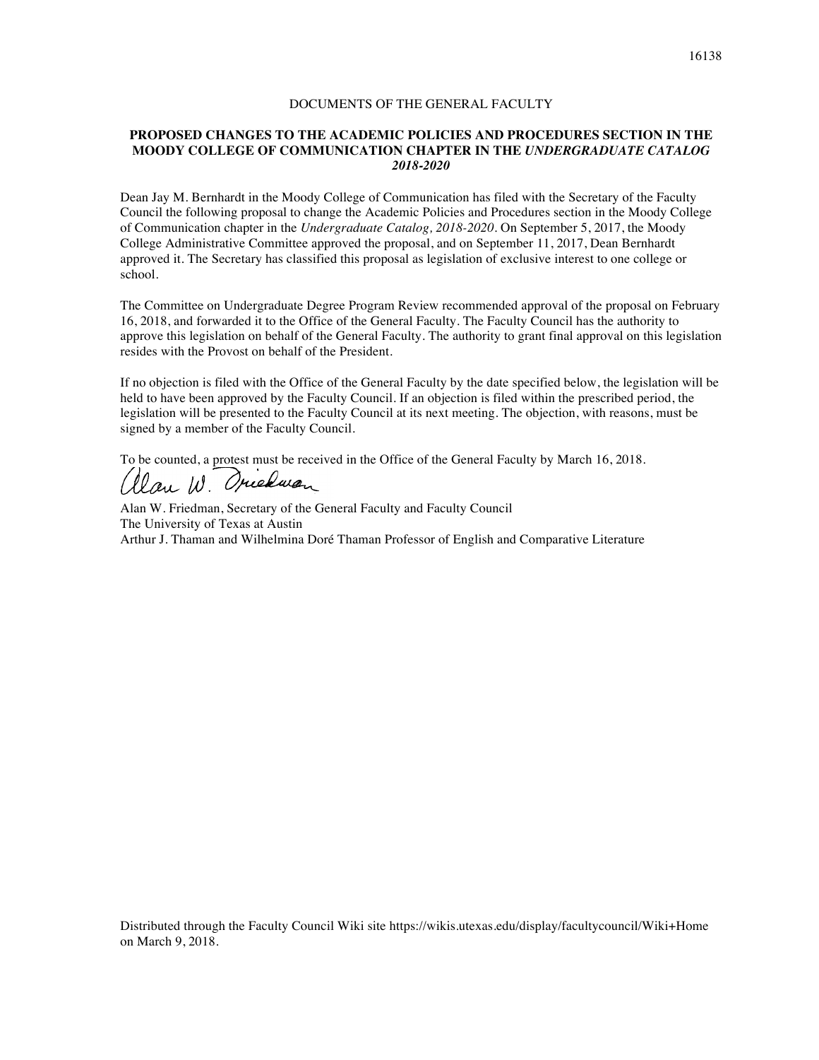DOCUMENTS OF THE GENERAL FACULTY

## PROPOSED CHANGES TO THE ACADEMIC POLICIES AND PROCEDURES SECTION IN THE MOODY COLLEGE OF COMMUNICATION CHAPTER IN THE *UNDERGRADUATE CATALOG 2018-2020*

Dean Jay M. Bernhardt in the Moody College of Communication has filed with the Secretary of the Faculty Council the following proposal to change the Academic Policies and Procedures section in the Moody College of Communication chapter in the *Undergraduate Catalog, 2018-2020*. On September 5, 2017, the Moody College Administrative Committee approved the proposal, and on September 11, 2017, Dean Bernhardt approved it. The Secretary has classified this proposal as legislation of exclusive interest to one college or school.

The Committee on Undergraduate Degree Program Review recommended approval of the proposal on February 16, 2018, and forwarded it to the Office of the General Faculty. The Faculty Council has the authority to approve this legislation on behalf of the General Faculty. The authority to grant final approval on this legislation resides with the Provost on behalf of the President.

If no objection is filed with the Office of the General Faculty by the date specified below, the legislation will be held to have been approved by the Faculty Council. If an objection is filed within the prescribed period, the legislation will be presented to the Faculty Council at its next meeting. The objection, with reasons, must be signed by a member of the Faculty Council.

To be counted, a protest must be received in the Office of the General Faculty by March 16, 2018.

Alan W. Friedman, Secretary of the General Faculty and Faculty Council
The University of Texas at Austin
Arthur J. Thaman and Wilhelmina Doré Thaman Professor of English and Comparative Literature

Distributed through the Faculty Council Wiki site https://wikis.utexas.edu/display/facultycouncil/Wiki+Home on March 9, 2018.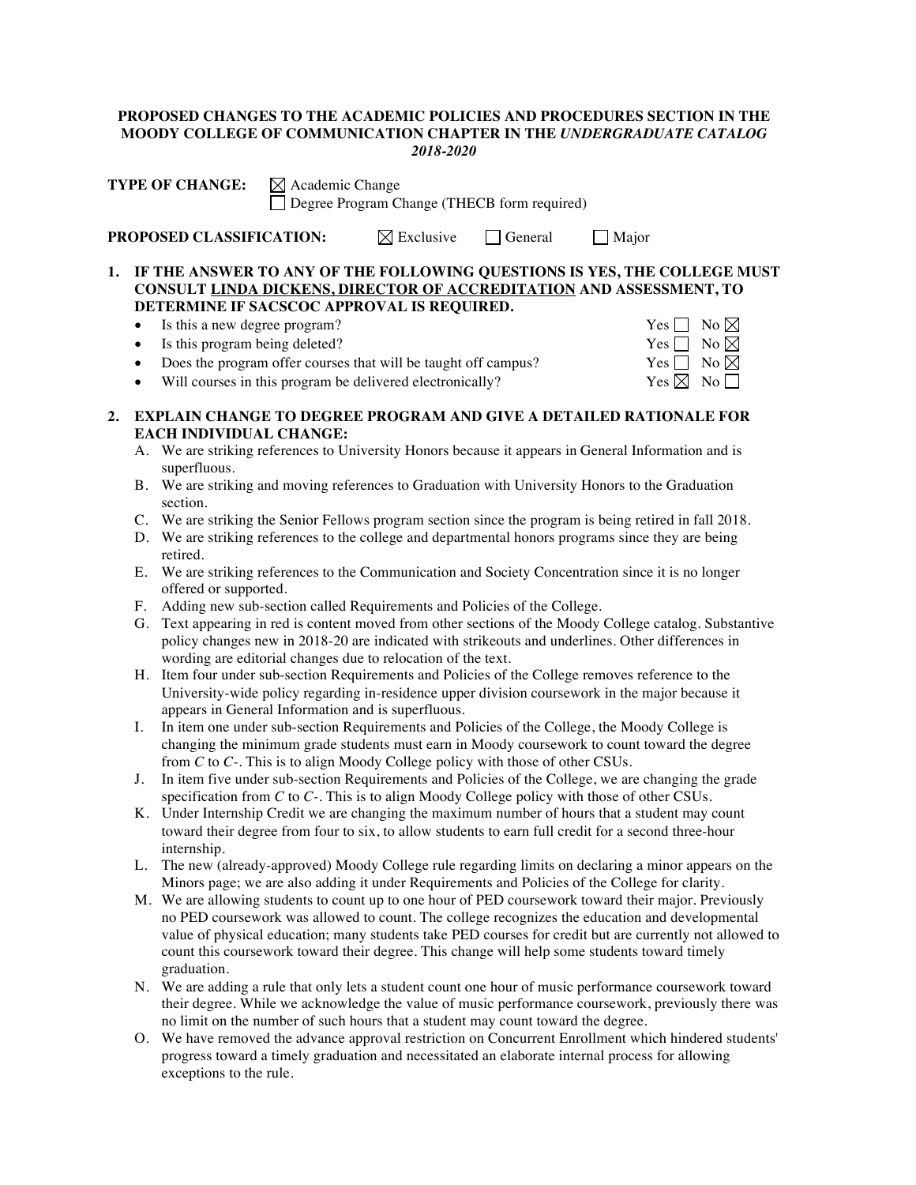**PROPOSED CHANGES TO THE ACADEMIC POLICIES AND PROCEDURES SECTION IN THE MOODY COLLEGE OF COMMUNICATION CHAPTER IN THE *UNDERGRADUATE CATALOG 2018-2020***

**TYPE OF CHANGE:** ☒ Academic Change
☐ Degree Program Change (THECB form required)

**PROPOSED CLASSIFICATION:** ☒ Exclusive ☐ General ☐ Major

**1. IF THE ANSWER TO ANY OF THE FOLLOWING QUESTIONS IS YES, THE COLLEGE MUST CONSULT LINDA DICKENS, DIRECTOR OF ACCREDITATION AND ASSESSMENT, TO DETERMINE IF SACSCOC APPROVAL IS REQUIRED.**

- Is this a new degree program? Yes ☐ No ☒
- Is this program being deleted? Yes ☐ No ☒
- Does the program offer courses that will be taught off campus? Yes ☐ No ☒
- Will courses in this program be delivered electronically? Yes ☒ No ☐

**2. EXPLAIN CHANGE TO DEGREE PROGRAM AND GIVE A DETAILED RATIONALE FOR EACH INDIVIDUAL CHANGE:**

A. We are striking references to University Honors because it appears in General Information and is superfluous.

B. We are striking and moving references to Graduation with University Honors to the Graduation section.

C. We are striking the Senior Fellows program section since the program is being retired in fall 2018.

D. We are striking references to the college and departmental honors programs since they are being retired.

E. We are striking references to the Communication and Society Concentration since it is no longer offered or supported.

F. Adding new sub-section called Requirements and Policies of the College.

G. Text appearing in red is content moved from other sections of the Moody College catalog. Substantive policy changes new in 2018-20 are indicated with strikeouts and underlines. Other differences in wording are editorial changes due to relocation of the text.

H. Item four under sub-section Requirements and Policies of the College removes reference to the University-wide policy regarding in-residence upper division coursework in the major because it appears in General Information and is superfluous.

I. In item one under sub-section Requirements and Policies of the College, the Moody College is changing the minimum grade students must earn in Moody coursework to count toward the degree from *C* to *C-*. This is to align Moody College policy with those of other CSUs.

J. In item five under sub-section Requirements and Policies of the College, we are changing the grade specification from *C* to *C-*. This is to align Moody College policy with those of other CSUs.

K. Under Internship Credit we are changing the maximum number of hours that a student may count toward their degree from four to six, to allow students to earn full credit for a second three-hour internship.

L. The new (already-approved) Moody College rule regarding limits on declaring a minor appears on the Minors page; we are also adding it under Requirements and Policies of the College for clarity.

M. We are allowing students to count up to one hour of PED coursework toward their major. Previously no PED coursework was allowed to count. The college recognizes the education and developmental value of physical education; many students take PED courses for credit but are currently not allowed to count this coursework toward their degree. This change will help some students toward timely graduation.

N. We are adding a rule that only lets a student count one hour of music performance coursework toward their degree. While we acknowledge the value of music performance coursework, previously there was no limit on the number of such hours that a student may count toward the degree.

O. We have removed the advance approval restriction on Concurrent Enrollment which hindered students' progress toward a timely graduation and necessitated an elaborate internal process for allowing exceptions to the rule.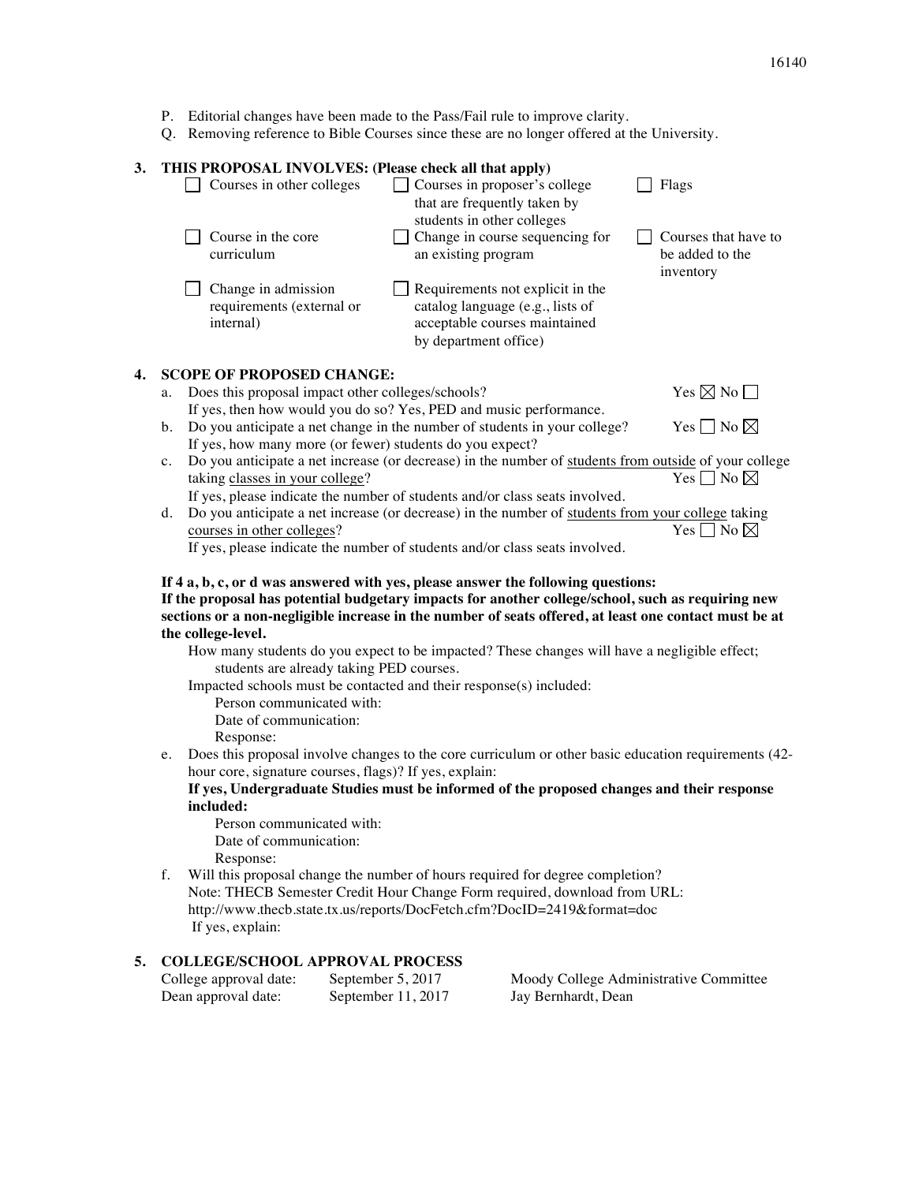P. Editorial changes have been made to the Pass/Fail rule to improve clarity.

Q. Removing reference to Bible Courses since these are no longer offered at the University.

**3. THIS PROPOSAL INVOLVES: (Please check all that apply)**

- ☐ Courses in other colleges
- ☐ Courses in proposer's college that are frequently taken by students in other colleges
- ☐ Flags
- ☐ Course in the core curriculum
- ☐ Change in course sequencing for an existing program
- ☐ Courses that have to be added to the inventory
- ☐ Change in admission requirements (external or internal)
- ☐ Requirements not explicit in the catalog language (e.g., lists of acceptable courses maintained by department office)

**4. SCOPE OF PROPOSED CHANGE:**

a. Does this proposal impact other colleges/schools? Yes ☒ No ☐
If yes, then how would you do so? Yes, PED and music performance.

b. Do you anticipate a net change in the number of students in your college? Yes ☐ No ☒
If yes, how many more (or fewer) students do you expect?

c. Do you anticipate a net increase (or decrease) in the number of students from outside of your college taking classes in your college? Yes ☐ No ☒
If yes, please indicate the number of students and/or class seats involved.

d. Do you anticipate a net increase (or decrease) in the number of students from your college taking courses in other colleges? Yes ☐ No ☒
If yes, please indicate the number of students and/or class seats involved.

**If 4 a, b, c, or d was answered with yes, please answer the following questions:**
**If the proposal has potential budgetary impacts for another college/school, such as requiring new sections or a non-negligible increase in the number of seats offered, at least one contact must be at the college-level.**

How many students do you expect to be impacted? These changes will have a negligible effect; students are already taking PED courses.

Impacted schools must be contacted and their response(s) included:

Person communicated with:
Date of communication:
Response:

e. Does this proposal involve changes to the core curriculum or other basic education requirements (42-hour core, signature courses, flags)? If yes, explain:

**If yes, Undergraduate Studies must be informed of the proposed changes and their response included:**

Person communicated with:
Date of communication:
Response:

f. Will this proposal change the number of hours required for degree completion?
Note: THECB Semester Credit Hour Change Form required, download from URL: http://www.thecb.state.tx.us/reports/DocFetch.cfm?DocID=2419&format=doc
If yes, explain:

**5. COLLEGE/SCHOOL APPROVAL PROCESS**

| | | |
|---|---|---|
| College approval date: | September 5, 2017 | Moody College Administrative Committee |
| Dean approval date: | September 11, 2017 | Jay Bernhardt, Dean |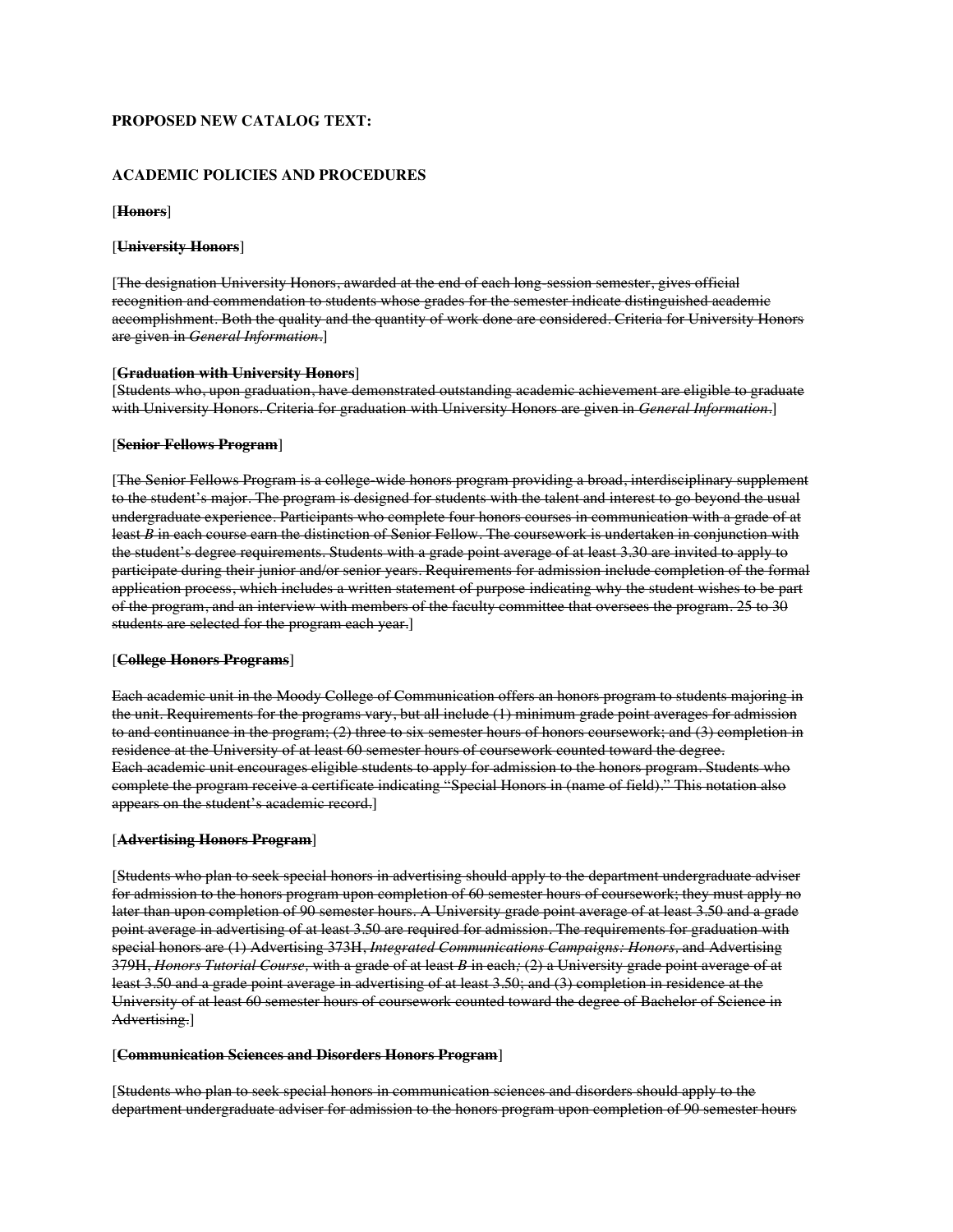**PROPOSED NEW CATALOG TEXT:**

**ACADEMIC POLICIES AND PROCEDURES**

[~~**Honors**~~]

[~~**University Honors**~~]

[~~The designation University Honors, awarded at the end of each long-session semester, gives official recognition and commendation to students whose grades for the semester indicate distinguished academic accomplishment. Both the quality and the quantity of work done are considered. Criteria for University Honors are given in *General Information*.~~]

[~~**Graduation with University Honors**~~]
[~~Students who, upon graduation, have demonstrated outstanding academic achievement are eligible to graduate with University Honors. Criteria for graduation with University Honors are given in *General Information*.~~]

[~~**Senior Fellows Program**~~]

[~~The Senior Fellows Program is a college-wide honors program providing a broad, interdisciplinary supplement to the student's major. The program is designed for students with the talent and interest to go beyond the usual undergraduate experience. Participants who complete four honors courses in communication with a grade of at least *B* in each course earn the distinction of Senior Fellow. The coursework is undertaken in conjunction with the student's degree requirements. Students with a grade point average of at least 3.30 are invited to apply to participate during their junior and/or senior years. Requirements for admission include completion of the formal application process, which includes a written statement of purpose indicating why the student wishes to be part of the program, and an interview with members of the faculty committee that oversees the program. 25 to 30 students are selected for the program each year.~~]

[~~**College Honors Programs**~~]

~~Each academic unit in the Moody College of Communication offers an honors program to students majoring in the unit. Requirements for the programs vary, but all include (1) minimum grade point averages for admission to and continuance in the program; (2) three to six semester hours of honors coursework; and (3) completion in residence at the University of at least 60 semester hours of coursework counted toward the degree.~~
~~Each academic unit encourages eligible students to apply for admission to the honors program. Students who complete the program receive a certificate indicating "Special Honors in (name of field)." This notation also appears on the student's academic record.~~]

[~~**Advertising Honors Program**~~]

[~~Students who plan to seek special honors in advertising should apply to the department undergraduate adviser for admission to the honors program upon completion of 60 semester hours of coursework; they must apply no later than upon completion of 90 semester hours. A University grade point average of at least 3.50 and a grade point average in advertising of at least 3.50 are required for admission. The requirements for graduation with special honors are (1) Advertising 373H, *Integrated Communications Campaigns: Honors*, and Advertising 379H, *Honors Tutorial Course*, with a grade of at least *B* in each; (2) a University grade point average of at least 3.50 and a grade point average in advertising of at least 3.50; and (3) completion in residence at the University of at least 60 semester hours of coursework counted toward the degree of Bachelor of Science in Advertising.~~]

[~~**Communication Sciences and Disorders Honors Program**~~]

[~~Students who plan to seek special honors in communication sciences and disorders should apply to the department undergraduate adviser for admission to the honors program upon completion of 90 semester hours~~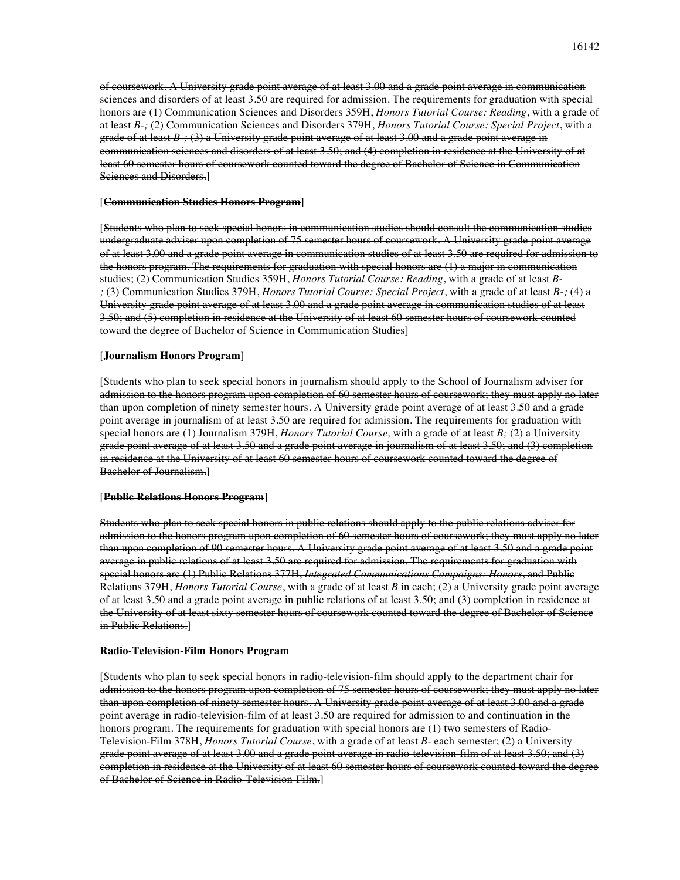[~~of coursework. A University grade point average of at least 3.00 and a grade point average in communication sciences and disorders of at least 3.50 are required for admission. The requirements for graduation with special honors are (1) Communication Sciences and Disorders 359H, *Honors Tutorial Course: Reading*, with a grade of at least *B-;* (2) Communication Sciences and Disorders 379H, *Honors Tutorial Course: Special Project*, with a grade of at least *B-;* (3) a University grade point average of at least 3.00 and a grade point average in communication sciences and disorders of at least 3.50; and (4) completion in residence at the University of at least 60 semester hours of coursework counted toward the degree of Bachelor of Science in Communication Sciences and Disorders.~~]

[~~**Communication Studies Honors Program**~~]

[~~Students who plan to seek special honors in communication studies should consult the communication studies undergraduate adviser upon completion of 75 semester hours of coursework. A University grade point average of at least 3.00 and a grade point average in communication studies of at least 3.50 are required for admission to the honors program. The requirements for graduation with special honors are (1) a major in communication studies; (2) Communication Studies 359H, *Honors Tutorial Course: Reading*, with a grade of at least *B-;* (3) Communication Studies 379H, *Honors Tutorial Course: Special Project*, with a grade of at least *B-;* (4) a University grade point average of at least 3.00 and a grade point average in communication studies of at least 3.50; and (5) completion in residence at the University of at least 60 semester hours of coursework counted toward the degree of Bachelor of Science in Communication Studies~~]

[~~**Journalism Honors Program**~~]

[~~Students who plan to seek special honors in journalism should apply to the School of Journalism adviser for admission to the honors program upon completion of 60 semester hours of coursework; they must apply no later than upon completion of ninety semester hours. A University grade point average of at least 3.50 and a grade point average in journalism of at least 3.50 are required for admission. The requirements for graduation with special honors are (1) Journalism 379H, *Honors Tutorial Course,* with a grade of at least *B;* (2) a University grade point average of at least 3.50 and a grade point average in journalism of at least 3.50; and (3) completion in residence at the University of at least 60 semester hours of coursework counted toward the degree of Bachelor of Journalism.~~]

[~~**Public Relations Honors Program**~~]

~~Students who plan to seek special honors in public relations should apply to the public relations adviser for admission to the honors program upon completion of 60 semester hours of coursework; they must apply no later than upon completion of 90 semester hours. A University grade point average of at least 3.50 and a grade point average in public relations of at least 3.50 are required for admission. The requirements for graduation with special honors are (1) Public Relations 377H, *Integrated Communications Campaigns: Honors*, and Public Relations 379H, *Honors Tutorial Course*, with a grade of at least *B* in each; (2) a University grade point average of at least 3.50 and a grade point average in public relations of at least 3.50; and (3) completion in residence at the University of at least sixty semester hours of coursework counted toward the degree of Bachelor of Science in Public Relations.~~]

~~**Radio-Television-Film Honors Program**~~

[~~Students who plan to seek special honors in radio-television-film should apply to the department chair for admission to the honors program upon completion of 75 semester hours of coursework; they must apply no later than upon completion of ninety semester hours. A University grade point average of at least 3.00 and a grade point average in radio-television-film of at least 3.50 are required for admission to and continuation in the honors program. The requirements for graduation with special honors are (1) two semesters of Radio-Television-Film 378H, *Honors Tutorial Course*, with a grade of at least *B-* each semester; (2) a University grade point average of at least 3.00 and a grade point average in radio-television-film of at least 3.50; and (3) completion in residence at the University of at least 60 semester hours of coursework counted toward the degree of Bachelor of Science in Radio-Television-Film.~~]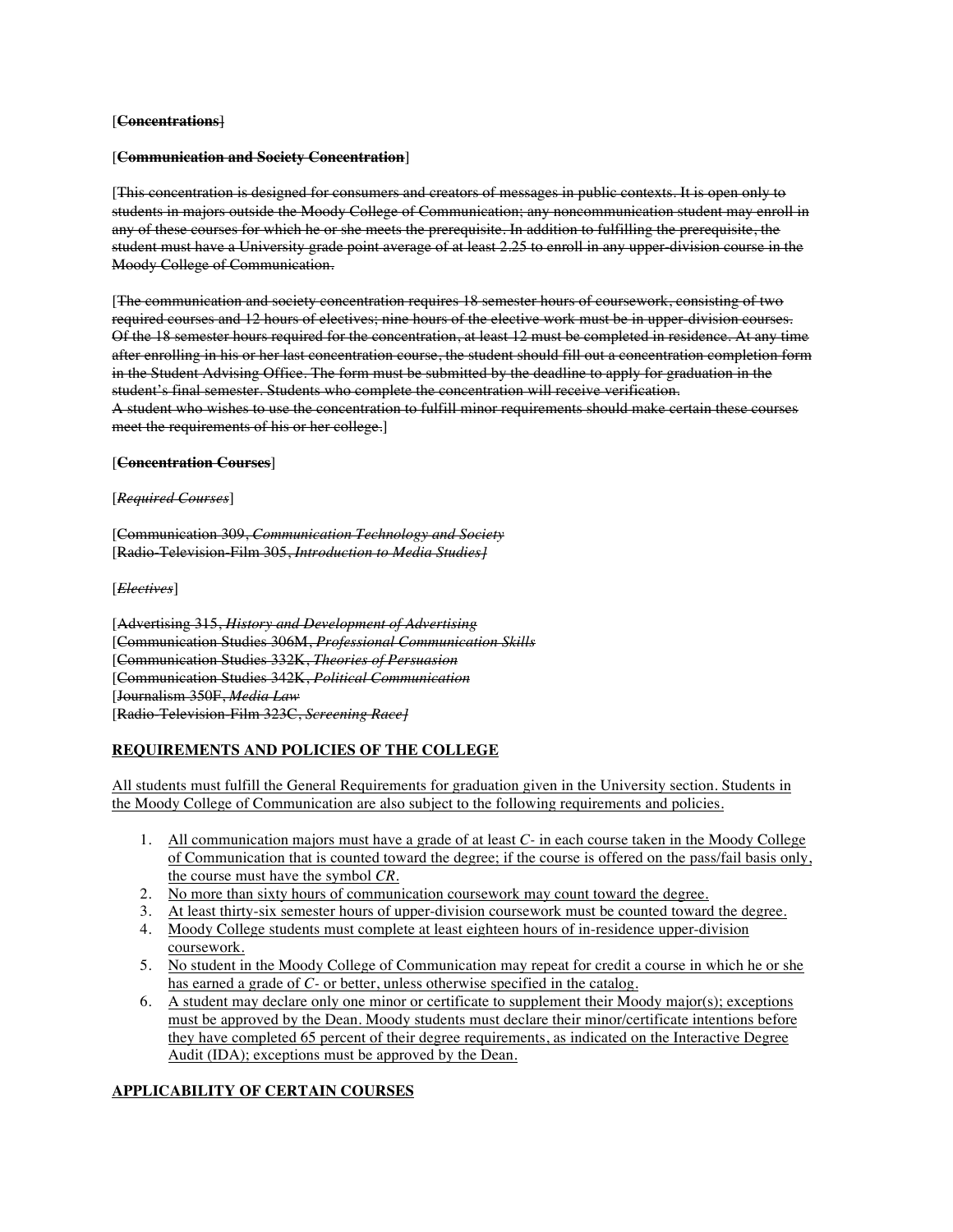[~~**Concentrations**~~]

[~~**Communication and Society Concentration**~~]

[~~This concentration is designed for consumers and creators of messages in public contexts. It is open only to students in majors outside the Moody College of Communication; any noncommunication student may enroll in any of these courses for which he or she meets the prerequisite. In addition to fulfilling the prerequisite, the student must have a University grade point average of at least 2.25 to enroll in any upper-division course in the Moody College of Communication.~~

[~~The communication and society concentration requires 18 semester hours of coursework, consisting of two required courses and 12 hours of electives; nine hours of the elective work must be in upper-division courses. Of the 18 semester hours required for the concentration, at least 12 must be completed in residence. At any time after enrolling in his or her last concentration course, the student should fill out a concentration completion form in the Student Advising Office. The form must be submitted by the deadline to apply for graduation in the student's final semester. Students who complete the concentration will receive verification.~~
~~A student who wishes to use the concentration to fulfill minor requirements should make certain these courses meet the requirements of his or her college.~~]

[~~**Concentration Courses**~~]

[~~*Required Courses*~~]

[~~Communication 309, *Communication Technology and Society*~~
[~~Radio-Television-Film 305, *Introduction to Media Studies]*~~

[~~*Electives*~~]

[~~Advertising 315, *History and Development of Advertising*~~
[~~Communication Studies 306M, *Professional Communication Skills*~~
[~~Communication Studies 332K, *Theories of Persuasion*~~
[~~Communication Studies 342K, *Political Communication*~~
[~~Journalism 350F, *Media Law*~~
[~~Radio-Television-Film 323C, *Screening Race]*~~

<u>**REQUIREMENTS AND POLICIES OF THE COLLEGE**</u>

<u>All students must fulfill the General Requirements for graduation given in the University section. Students in the Moody College of Communication are also subject to the following requirements and policies.</u>

1. <u>All communication majors must have a grade of at least *C-* in each course taken in the Moody College of Communication that is counted toward the degree; if the course is offered on the pass/fail basis only, the course must have the symbol *CR*.</u>
2. <u>No more than sixty hours of communication coursework may count toward the degree.</u>
3. <u>At least thirty-six semester hours of upper-division coursework must be counted toward the degree.</u>
4. <u>Moody College students must complete at least eighteen hours of in-residence upper-division coursework.</u>
5. <u>No student in the Moody College of Communication may repeat for credit a course in which he or she has earned a grade of *C-* or better, unless otherwise specified in the catalog.</u>
6. <u>A student may declare only one minor or certificate to supplement their Moody major(s); exceptions must be approved by the Dean. Moody students must declare their minor/certificate intentions before they have completed 65 percent of their degree requirements, as indicated on the Interactive Degree Audit (IDA); exceptions must be approved by the Dean.</u>

<u>**APPLICABILITY OF CERTAIN COURSES**</u>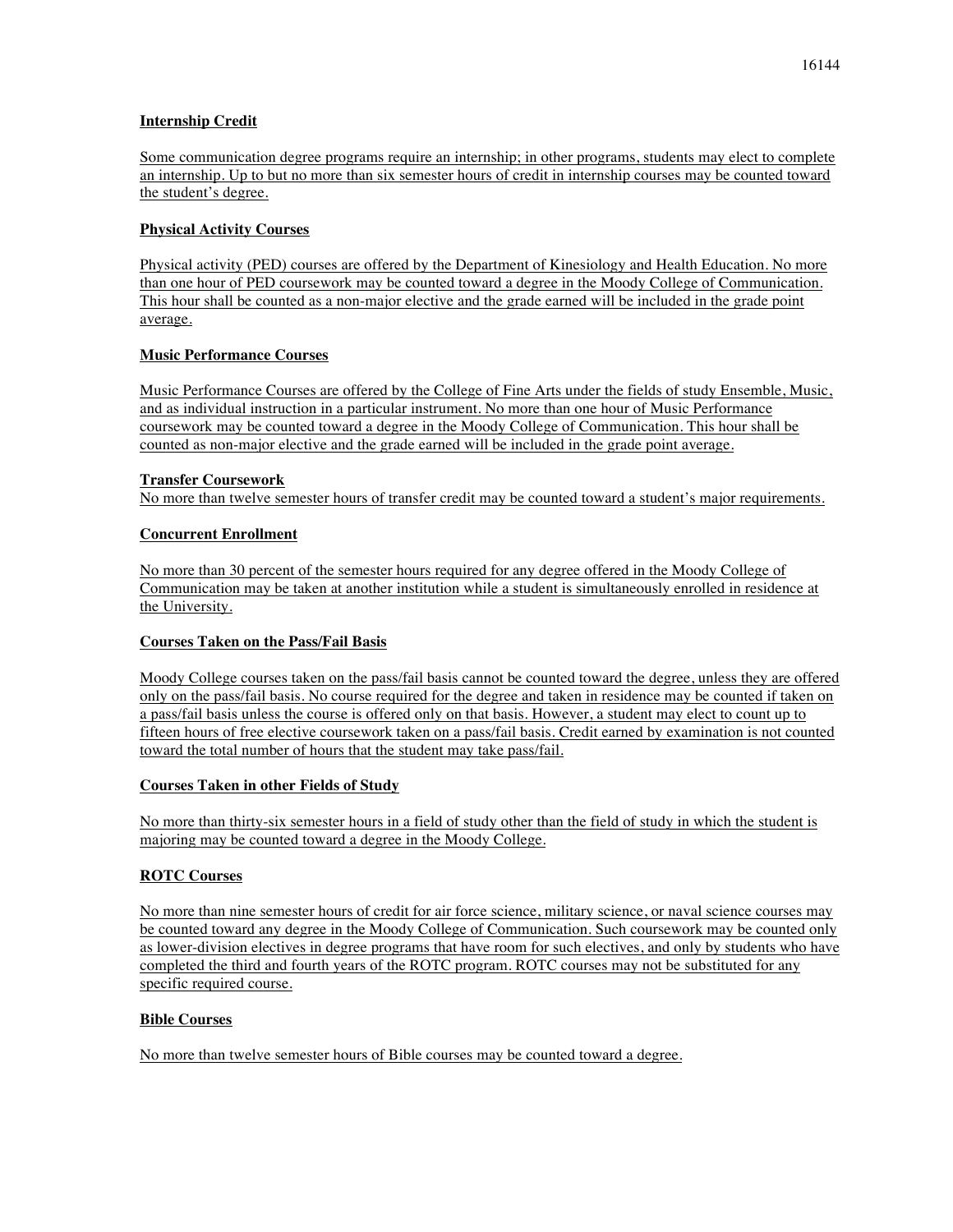**Internship Credit**

Some communication degree programs require an internship; in other programs, students may elect to complete an internship. Up to but no more than six semester hours of credit in internship courses may be counted toward the student's degree.

**Physical Activity Courses**

Physical activity (PED) courses are offered by the Department of Kinesiology and Health Education. No more than one hour of PED coursework may be counted toward a degree in the Moody College of Communication. This hour shall be counted as a non-major elective and the grade earned will be included in the grade point average.

**Music Performance Courses**

Music Performance Courses are offered by the College of Fine Arts under the fields of study Ensemble, Music, and as individual instruction in a particular instrument. No more than one hour of Music Performance coursework may be counted toward a degree in the Moody College of Communication. This hour shall be counted as non-major elective and the grade earned will be included in the grade point average.

**Transfer Coursework**

No more than twelve semester hours of transfer credit may be counted toward a student's major requirements.

**Concurrent Enrollment**

No more than 30 percent of the semester hours required for any degree offered in the Moody College of Communication may be taken at another institution while a student is simultaneously enrolled in residence at the University.

**Courses Taken on the Pass/Fail Basis**

Moody College courses taken on the pass/fail basis cannot be counted toward the degree, unless they are offered only on the pass/fail basis. No course required for the degree and taken in residence may be counted if taken on a pass/fail basis unless the course is offered only on that basis. However, a student may elect to count up to fifteen hours of free elective coursework taken on a pass/fail basis. Credit earned by examination is not counted toward the total number of hours that the student may take pass/fail.

**Courses Taken in other Fields of Study**

No more than thirty-six semester hours in a field of study other than the field of study in which the student is majoring may be counted toward a degree in the Moody College.

**ROTC Courses**

No more than nine semester hours of credit for air force science, military science, or naval science courses may be counted toward any degree in the Moody College of Communication. Such coursework may be counted only as lower-division electives in degree programs that have room for such electives, and only by students who have completed the third and fourth years of the ROTC program. ROTC courses may not be substituted for any specific required course.

**Bible Courses**

No more than twelve semester hours of Bible courses may be counted toward a degree.